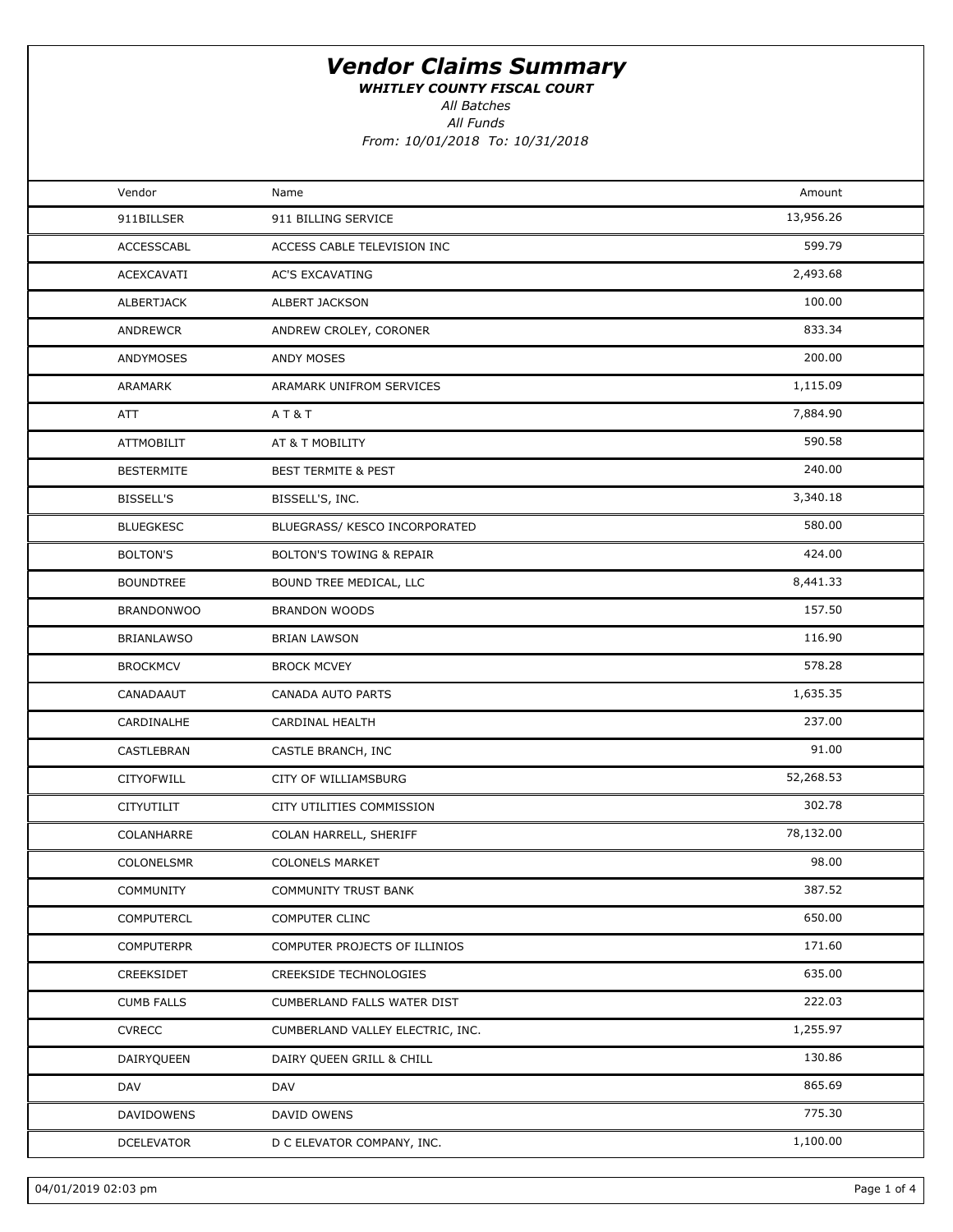# *Vendor Claims Summary*

***WHITLEY COUNTY FISCAL COURT***

*All Batches*

*All Funds*

*From: 10/01/2018 To: 10/31/2018*

| Vendor | Name | Amount |
|---|---|---|
| 911BILLSER | 911 BILLING SERVICE | 13,956.26 |
| ACCESSCABL | ACCESS CABLE TELEVISION INC | 599.79 |
| ACEXCAVATI | AC'S EXCAVATING | 2,493.68 |
| ALBERTJACK | ALBERT JACKSON | 100.00 |
| ANDREWCR | ANDREW CROLEY, CORONER | 833.34 |
| ANDYMOSES | ANDY MOSES | 200.00 |
| ARAMARK | ARAMARK UNIFROM SERVICES | 1,115.09 |
| ATT | A T & T | 7,884.90 |
| ATTMOBILIT | AT & T MOBILITY | 590.58 |
| BESTERMITE | BEST TERMITE & PEST | 240.00 |
| BISSELL'S | BISSELL'S, INC. | 3,340.18 |
| BLUEGKESC | BLUEGRASS/ KESCO INCORPORATED | 580.00 |
| BOLTON'S | BOLTON'S TOWING & REPAIR | 424.00 |
| BOUNDTREE | BOUND TREE MEDICAL, LLC | 8,441.33 |
| BRANDONWOO | BRANDON WOODS | 157.50 |
| BRIANLAWSO | BRIAN LAWSON | 116.90 |
| BROCKMCV | BROCK MCVEY | 578.28 |
| CANADAAUT | CANADA AUTO PARTS | 1,635.35 |
| CARDINALHE | CARDINAL HEALTH | 237.00 |
| CASTLEBRAN | CASTLE BRANCH, INC | 91.00 |
| CITYOFWILL | CITY OF WILLIAMSBURG | 52,268.53 |
| CITYUTILIT | CITY UTILITIES COMMISSION | 302.78 |
| COLANHARRE | COLAN HARRELL, SHERIFF | 78,132.00 |
| COLONELSMR | COLONELS MARKET | 98.00 |
| COMMUNITY | COMMUNITY TRUST BANK | 387.52 |
| COMPUTERCL | COMPUTER CLINC | 650.00 |
| COMPUTERPR | COMPUTER PROJECTS OF ILLINIOS | 171.60 |
| CREEKSIDET | CREEKSIDE TECHNOLOGIES | 635.00 |
| CUMB FALLS | CUMBERLAND FALLS WATER DIST | 222.03 |
| CVRECC | CUMBERLAND VALLEY ELECTRIC, INC. | 1,255.97 |
| DAIRYQUEEN | DAIRY QUEEN GRILL & CHILL | 130.86 |
| DAV | DAV | 865.69 |
| DAVIDOWENS | DAVID OWENS | 775.30 |
| DCELEVATOR | D C ELEVATOR COMPANY, INC. | 1,100.00 |

04/01/2019 02:03 pm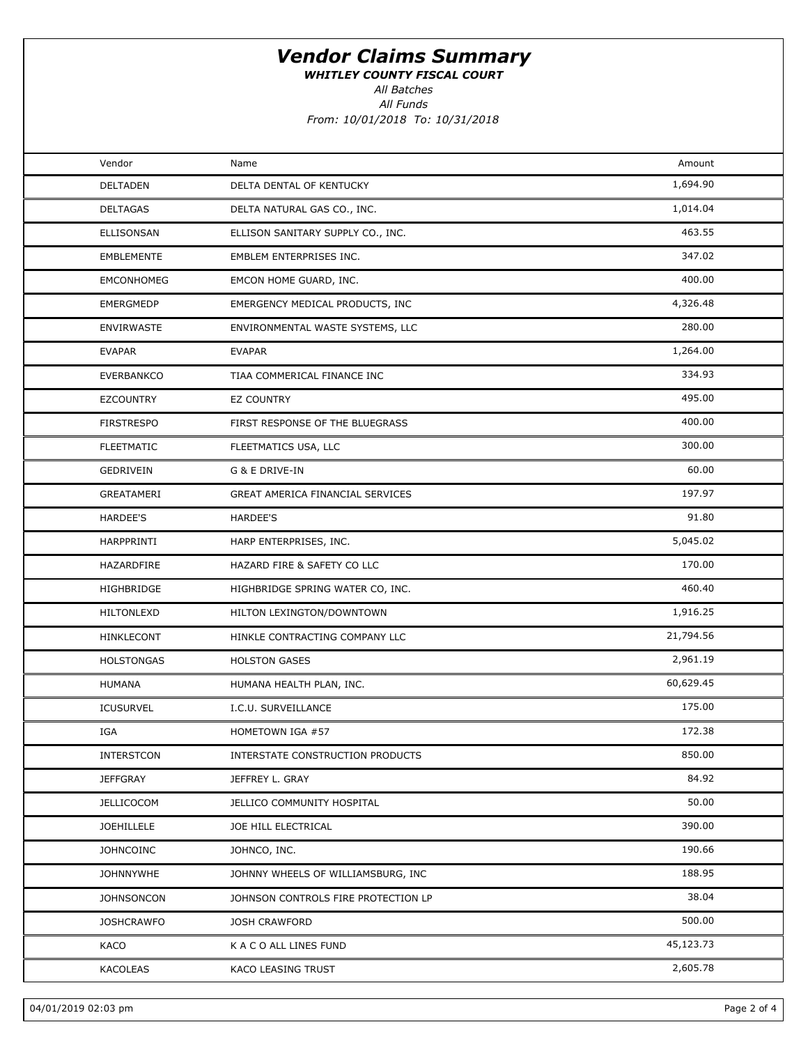# *Vendor Claims Summary*

***WHITLEY COUNTY FISCAL COURT***

*All Batches*

*All Funds*

*From: 10/01/2018 To: 10/31/2018*

| Vendor | Name | Amount |
|---|---|---|
| DELTADEN | DELTA DENTAL OF KENTUCKY | 1,694.90 |
| DELTAGAS | DELTA NATURAL GAS CO., INC. | 1,014.04 |
| ELLISONSAN | ELLISON SANITARY SUPPLY CO., INC. | 463.55 |
| EMBLEMENTE | EMBLEM ENTERPRISES INC. | 347.02 |
| EMCONHOMEG | EMCON HOME GUARD, INC. | 400.00 |
| EMERGMEDP | EMERGENCY MEDICAL PRODUCTS, INC | 4,326.48 |
| ENVIRWASTE | ENVIRONMENTAL WASTE SYSTEMS, LLC | 280.00 |
| EVAPAR | EVAPAR | 1,264.00 |
| EVERBANKCO | TIAA COMMERICAL FINANCE INC | 334.93 |
| EZCOUNTRY | EZ COUNTRY | 495.00 |
| FIRSTRESPO | FIRST RESPONSE OF THE BLUEGRASS | 400.00 |
| FLEETMATIC | FLEETMATICS USA, LLC | 300.00 |
| GEDRIVEIN | G & E DRIVE-IN | 60.00 |
| GREATAMERI | GREAT AMERICA FINANCIAL SERVICES | 197.97 |
| HARDEE'S | HARDEE'S | 91.80 |
| HARPPRINTI | HARP ENTERPRISES, INC. | 5,045.02 |
| HAZARDFIRE | HAZARD FIRE & SAFETY CO LLC | 170.00 |
| HIGHBRIDGE | HIGHBRIDGE SPRING WATER CO, INC. | 460.40 |
| HILTONLEXD | HILTON LEXINGTON/DOWNTOWN | 1,916.25 |
| HINKLECONT | HINKLE CONTRACTING COMPANY LLC | 21,794.56 |
| HOLSTONGAS | HOLSTON GASES | 2,961.19 |
| HUMANA | HUMANA HEALTH PLAN, INC. | 60,629.45 |
| ICUSURVEL | I.C.U. SURVEILLANCE | 175.00 |
| IGA | HOMETOWN IGA #57 | 172.38 |
| INTERSTCON | INTERSTATE CONSTRUCTION PRODUCTS | 850.00 |
| JEFFGRAY | JEFFREY L. GRAY | 84.92 |
| JELLICOCOM | JELLICO COMMUNITY HOSPITAL | 50.00 |
| JOEHILLELE | JOE HILL ELECTRICAL | 390.00 |
| JOHNCOINC | JOHNCO, INC. | 190.66 |
| JOHNNYWHE | JOHNNY WHEELS OF WILLIAMSBURG, INC | 188.95 |
| JOHNSONCON | JOHNSON CONTROLS FIRE PROTECTION LP | 38.04 |
| JOSHCRAWFO | JOSH CRAWFORD | 500.00 |
| KACO | K A C O ALL LINES FUND | 45,123.73 |
| KACOLEAS | KACO LEASING TRUST | 2,605.78 |

04/01/2019 02:03 pm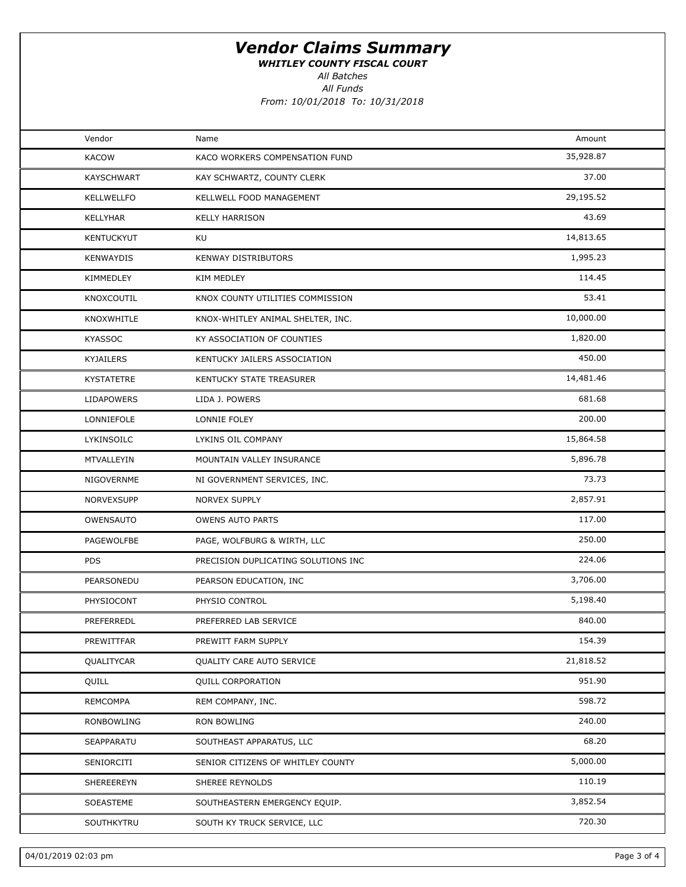# *Vendor Claims Summary*

***WHITLEY COUNTY FISCAL COURT***

*All Batches*

*All Funds*

*From: 10/01/2018 To: 10/31/2018*

| Vendor | Name | Amount |
|---|---|---|
| KACOW | KACO WORKERS COMPENSATION FUND | 35,928.87 |
| KAYSCHWART | KAY SCHWARTZ, COUNTY CLERK | 37.00 |
| KELLWELLFO | KELLWELL FOOD MANAGEMENT | 29,195.52 |
| KELLYHAR | KELLY HARRISON | 43.69 |
| KENTUCKYUT | KU | 14,813.65 |
| KENWAYDIS | KENWAY DISTRIBUTORS | 1,995.23 |
| KIMMEDLEY | KIM MEDLEY | 114.45 |
| KNOXCOUTIL | KNOX COUNTY UTILITIES COMMISSION | 53.41 |
| KNOXWHITLE | KNOX-WHITLEY ANIMAL SHELTER, INC. | 10,000.00 |
| KYASSOC | KY ASSOCIATION OF COUNTIES | 1,820.00 |
| KYJAILERS | KENTUCKY JAILERS ASSOCIATION | 450.00 |
| KYSTATETRE | KENTUCKY STATE TREASURER | 14,481.46 |
| LIDAPOWERS | LIDA J. POWERS | 681.68 |
| LONNIEFOLE | LONNIE FOLEY | 200.00 |
| LYKINSOILC | LYKINS OIL COMPANY | 15,864.58 |
| MTVALLEYIN | MOUNTAIN VALLEY INSURANCE | 5,896.78 |
| NIGOVERNME | NI GOVERNMENT SERVICES, INC. | 73.73 |
| NORVEXSUPP | NORVEX SUPPLY | 2,857.91 |
| OWENSAUTO | OWENS AUTO PARTS | 117.00 |
| PAGEWOLFBE | PAGE, WOLFBURG & WIRTH, LLC | 250.00 |
| PDS | PRECISION DUPLICATING SOLUTIONS INC | 224.06 |
| PEARSONEDU | PEARSON EDUCATION, INC | 3,706.00 |
| PHYSIOCONT | PHYSIO CONTROL | 5,198.40 |
| PREFERREDL | PREFERRED LAB SERVICE | 840.00 |
| PREWITTFAR | PREWITT FARM SUPPLY | 154.39 |
| QUALITYCAR | QUALITY CARE AUTO SERVICE | 21,818.52 |
| QUILL | QUILL CORPORATION | 951.90 |
| REMCOMPA | REM COMPANY, INC. | 598.72 |
| RONBOWLING | RON BOWLING | 240.00 |
| SEAPPARATU | SOUTHEAST APPARATUS, LLC | 68.20 |
| SENIORCITI | SENIOR CITIZENS OF WHITLEY COUNTY | 5,000.00 |
| SHEREEREYN | SHEREE REYNOLDS | 110.19 |
| SOEASTEME | SOUTHEASTERN EMERGENCY EQUIP. | 3,852.54 |
| SOUTHKYTRU | SOUTH KY TRUCK SERVICE, LLC | 720.30 |

04/01/2019 02:03 pm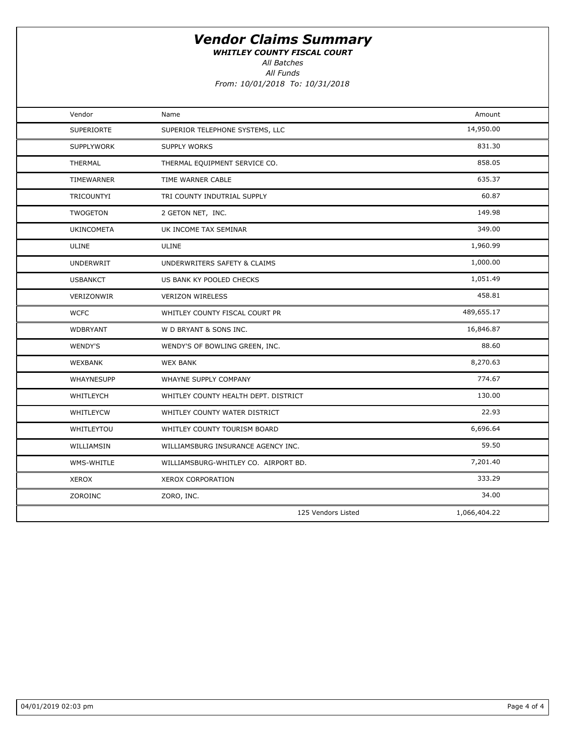# *Vendor Claims Summary*

***WHITLEY COUNTY FISCAL COURT***

*All Batches*

*All Funds*

*From: 10/01/2018 To: 10/31/2018*

| Vendor | Name | Amount |
|---|---|---|
| SUPERIORTE | SUPERIOR TELEPHONE SYSTEMS, LLC | 14,950.00 |
| SUPPLYWORK | SUPPLY WORKS | 831.30 |
| THERMAL | THERMAL EQUIPMENT SERVICE CO. | 858.05 |
| TIMEWARNER | TIME WARNER CABLE | 635.37 |
| TRICOUNTYI | TRI COUNTY INDUTRIAL SUPPLY | 60.87 |
| TWOGETON | 2 GETON NET, INC. | 149.98 |
| UKINCOMETA | UK INCOME TAX SEMINAR | 349.00 |
| ULINE | ULINE | 1,960.99 |
| UNDERWRIT | UNDERWRITERS SAFETY & CLAIMS | 1,000.00 |
| USBANKCT | US BANK KY POOLED CHECKS | 1,051.49 |
| VERIZONWIR | VERIZON WIRELESS | 458.81 |
| WCFC | WHITLEY COUNTY FISCAL COURT PR | 489,655.17 |
| WDBRYANT | W D BRYANT & SONS INC. | 16,846.87 |
| WENDY'S | WENDY'S OF BOWLING GREEN, INC. | 88.60 |
| WEXBANK | WEX BANK | 8,270.63 |
| WHAYNESUPP | WHAYNE SUPPLY COMPANY | 774.67 |
| WHITLEYCH | WHITLEY COUNTY HEALTH DEPT. DISTRICT | 130.00 |
| WHITLEYCW | WHITLEY COUNTY WATER DISTRICT | 22.93 |
| WHITLEYTOU | WHITLEY COUNTY TOURISM BOARD | 6,696.64 |
| WILLIAMSIN | WILLIAMSBURG INSURANCE AGENCY INC. | 59.50 |
| WMS-WHITLE | WILLIAMSBURG-WHITLEY CO. AIRPORT BD. | 7,201.40 |
| XEROX | XEROX CORPORATION | 333.29 |
| ZOROINC | ZORO, INC. | 34.00 |
| | 125 Vendors Listed | 1,066,404.22 |

04/01/2019 02:03 pm